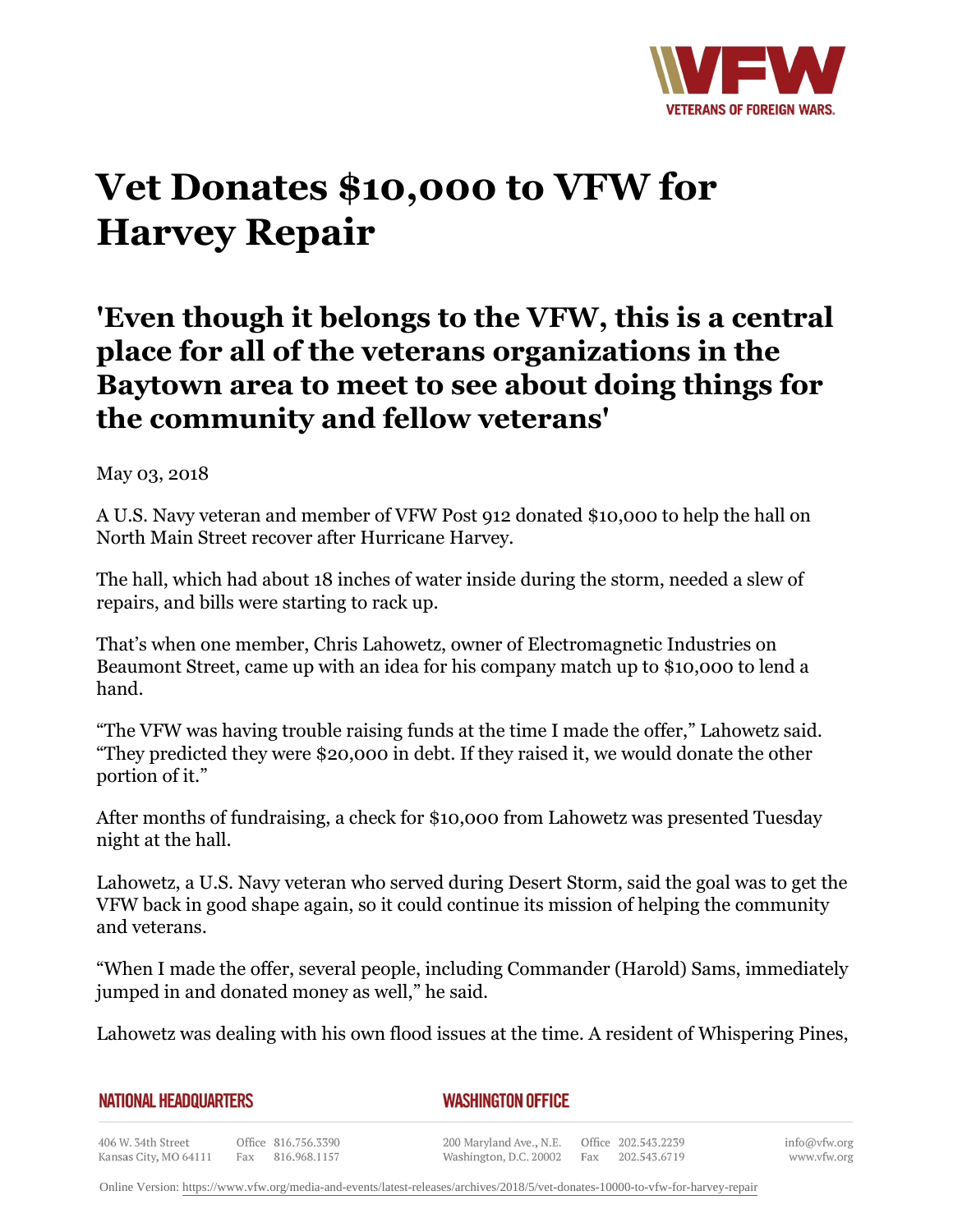# Vet Donates $10,000 to VFW for Harvey Repair

## 'Even though it belongs to the VFW, this is a central place for all of the veterans organizations in the Baytown area to meet to see about doing things for the community and fellow veterans'

May 03, 2018

A U.S. Navy veteran and member of VFW Post 912 donated $10,000 to help the hall on North Main Street recover after Hurricane Harvey.

The hall, which had about 18 inches of water inside during the storm, needed a slew of repairs, and bills were starting to rack up.

That's when one member, Chris Lahowetz, owner of Electromagnetic Industries on Beaumont Street, came up with an idea for his company match up to $10,000 to lend a hand.

"The VFW was having trouble raising funds at the time I made the offer," Lahowetz said. "They predicted they were $20,000 in debt. If they raised it, we would donate the other portion of it."

After months of fundraising, a check for $10,000 from Lahowetz was presented Tuesday night at the hall.

Lahowetz, a U.S. Navy veteran who served during Desert Storm, said the goal was to get the VFW back in good shape again, so it could continue its mission of helping the community and veterans.

"When I made the offer, several people, including Commander (Harold) Sams, immediately jumped in and donated money as well," he said.

Lahowetz was dealing with his own flood issues at the time. A resident of Whispering Pines,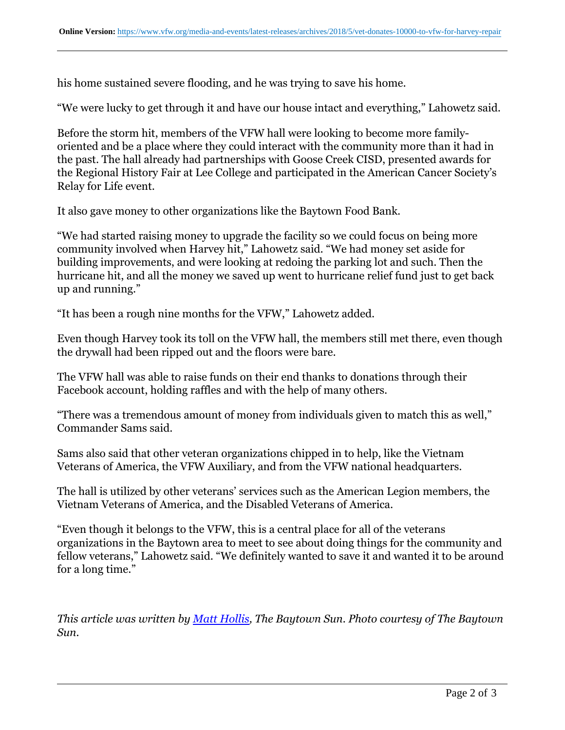his home sustained severe flooding, and he was trying to save his home.

“We were lucky to get through it and have our house intact and everything,” Lahowetz said.

Before the storm hit, members of the VFW hall were looking to become more family-oriented and be a place where they could interact with the community more than it had in the past. The hall already had partnerships with Goose Creek CISD, presented awards for the Regional History Fair at Lee College and participated in the American Cancer Society’s Relay for Life event.

It also gave money to other organizations like the Baytown Food Bank.

“We had started raising money to upgrade the facility so we could focus on being more community involved when Harvey hit,” Lahowetz said. “We had money set aside for building improvements, and were looking at redoing the parking lot and such. Then the hurricane hit, and all the money we saved up went to hurricane relief fund just to get back up and running.”

“It has been a rough nine months for the VFW,” Lahowetz added.

Even though Harvey took its toll on the VFW hall, the members still met there, even though the drywall had been ripped out and the floors were bare.

The VFW hall was able to raise funds on their end thanks to donations through their Facebook account, holding raffles and with the help of many others.

“There was a tremendous amount of money from individuals given to match this as well,” Commander Sams said.

Sams also said that other veteran organizations chipped in to help, like the Vietnam Veterans of America, the VFW Auxiliary, and from the VFW national headquarters.

The hall is utilized by other veterans’ services such as the American Legion members, the Vietnam Veterans of America, and the Disabled Veterans of America.

“Even though it belongs to the VFW, this is a central place for all of the veterans organizations in the Baytown area to meet to see about doing things for the community and fellow veterans,” Lahowetz said. “We definitely wanted to save it and wanted it to be around for a long time.”

*This article was written by [Matt Hollis](), The Baytown Sun. Photo courtesy of The Baytown Sun.*